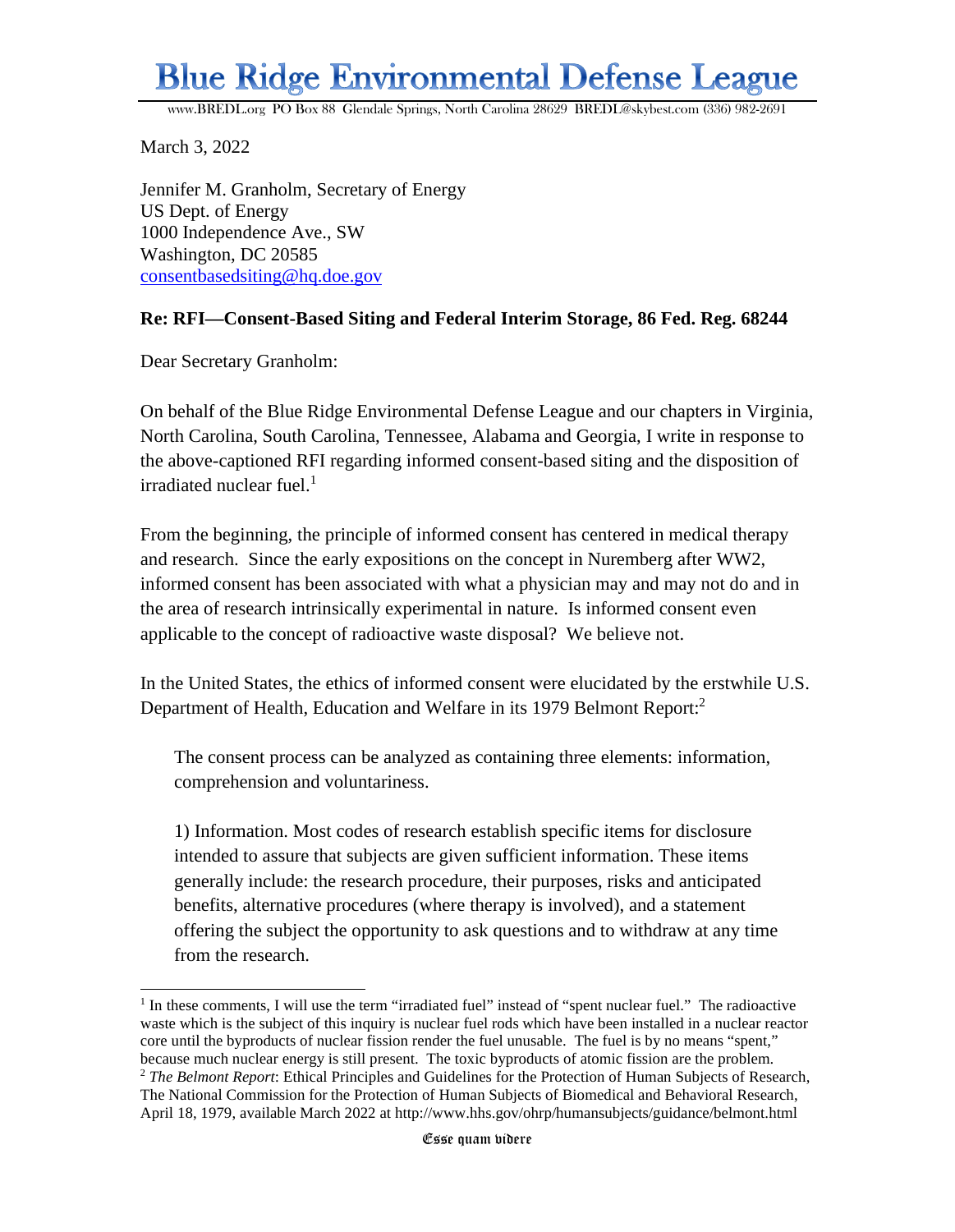# Blue Ridge Environmental Defense League

www.BREDL.org PO Box 88 Glendale Springs, North Carolina 28629 BREDL@skybest.com (336) 982-2691

March 3, 2022

Jennifer M. Granholm, Secretary of Energy
US Dept. of Energy
1000 Independence Ave., SW
Washington, DC 20585
consentbasedsiting@hq.doe.gov

**Re: RFI—Consent-Based Siting and Federal Interim Storage, 86 Fed. Reg. 68244**

Dear Secretary Granholm:

On behalf of the Blue Ridge Environmental Defense League and our chapters in Virginia, North Carolina, South Carolina, Tennessee, Alabama and Georgia, I write in response to the above-captioned RFI regarding informed consent-based siting and the disposition of irradiated nuclear fuel.[1]

From the beginning, the principle of informed consent has centered in medical therapy and research. Since the early expositions on the concept in Nuremberg after WW2, informed consent has been associated with what a physician may and may not do and in the area of research intrinsically experimental in nature. Is informed consent even applicable to the concept of radioactive waste disposal? We believe not.

In the United States, the ethics of informed consent were elucidated by the erstwhile U.S. Department of Health, Education and Welfare in its 1979 Belmont Report:[2]

> The consent process can be analyzed as containing three elements: information, comprehension and voluntariness.
>
> 1) Information. Most codes of research establish specific items for disclosure intended to assure that subjects are given sufficient information. These items generally include: the research procedure, their purposes, risks and anticipated benefits, alternative procedures (where therapy is involved), and a statement offering the subject the opportunity to ask questions and to withdraw at any time from the research.

---

[1] In these comments, I will use the term "irradiated fuel" instead of "spent nuclear fuel." The radioactive waste which is the subject of this inquiry is nuclear fuel rods which have been installed in a nuclear reactor core until the byproducts of nuclear fission render the fuel unusable. The fuel is by no means "spent," because much nuclear energy is still present. The toxic byproducts of atomic fission are the problem.

[2] *The Belmont Report*: Ethical Principles and Guidelines for the Protection of Human Subjects of Research, The National Commission for the Protection of Human Subjects of Biomedical and Behavioral Research, April 18, 1979, available March 2022 at http://www.hhs.gov/ohrp/humansubjects/guidance/belmont.html

Esse quam videre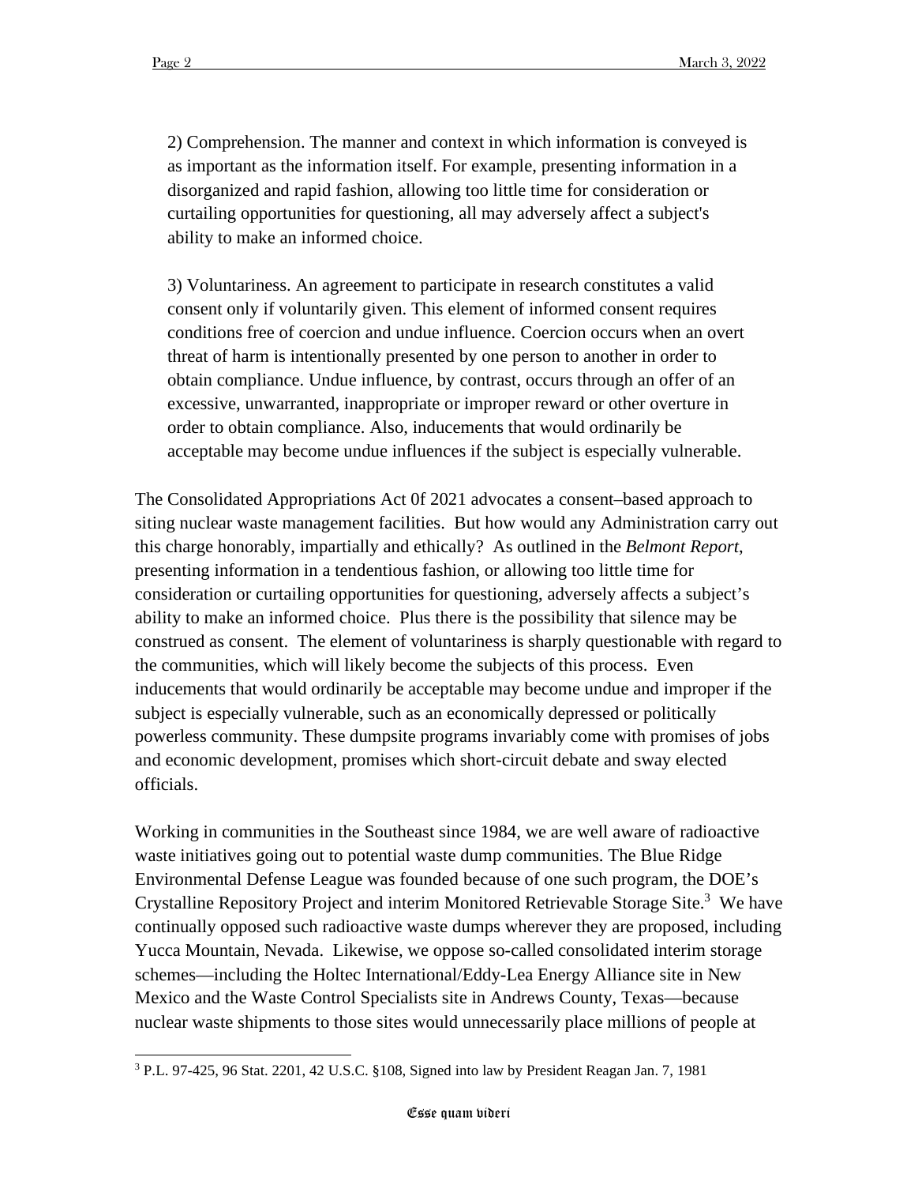2) Comprehension. The manner and context in which information is conveyed is as important as the information itself. For example, presenting information in a disorganized and rapid fashion, allowing too little time for consideration or curtailing opportunities for questioning, all may adversely affect a subject's ability to make an informed choice.

3) Voluntariness. An agreement to participate in research constitutes a valid consent only if voluntarily given. This element of informed consent requires conditions free of coercion and undue influence. Coercion occurs when an overt threat of harm is intentionally presented by one person to another in order to obtain compliance. Undue influence, by contrast, occurs through an offer of an excessive, unwarranted, inappropriate or improper reward or other overture in order to obtain compliance. Also, inducements that would ordinarily be acceptable may become undue influences if the subject is especially vulnerable.

The Consolidated Appropriations Act 0f 2021 advocates a consent–based approach to siting nuclear waste management facilities. But how would any Administration carry out this charge honorably, impartially and ethically? As outlined in the *Belmont Report*, presenting information in a tendentious fashion, or allowing too little time for consideration or curtailing opportunities for questioning, adversely affects a subject's ability to make an informed choice. Plus there is the possibility that silence may be construed as consent. The element of voluntariness is sharply questionable with regard to the communities, which will likely become the subjects of this process. Even inducements that would ordinarily be acceptable may become undue and improper if the subject is especially vulnerable, such as an economically depressed or politically powerless community. These dumpsite programs invariably come with promises of jobs and economic development, promises which short-circuit debate and sway elected officials.

Working in communities in the Southeast since 1984, we are well aware of radioactive waste initiatives going out to potential waste dump communities. The Blue Ridge Environmental Defense League was founded because of one such program, the DOE's Crystalline Repository Project and interim Monitored Retrievable Storage Site.[3] We have continually opposed such radioactive waste dumps wherever they are proposed, including Yucca Mountain, Nevada. Likewise, we oppose so-called consolidated interim storage schemes—including the Holtec International/Eddy-Lea Energy Alliance site in New Mexico and the Waste Control Specialists site in Andrews County, Texas—because nuclear waste shipments to those sites would unnecessarily place millions of people at

[3] P.L. 97-425, 96 Stat. 2201, 42 U.S.C. §108, Signed into law by President Reagan Jan. 7, 1981

*Esse quam videri*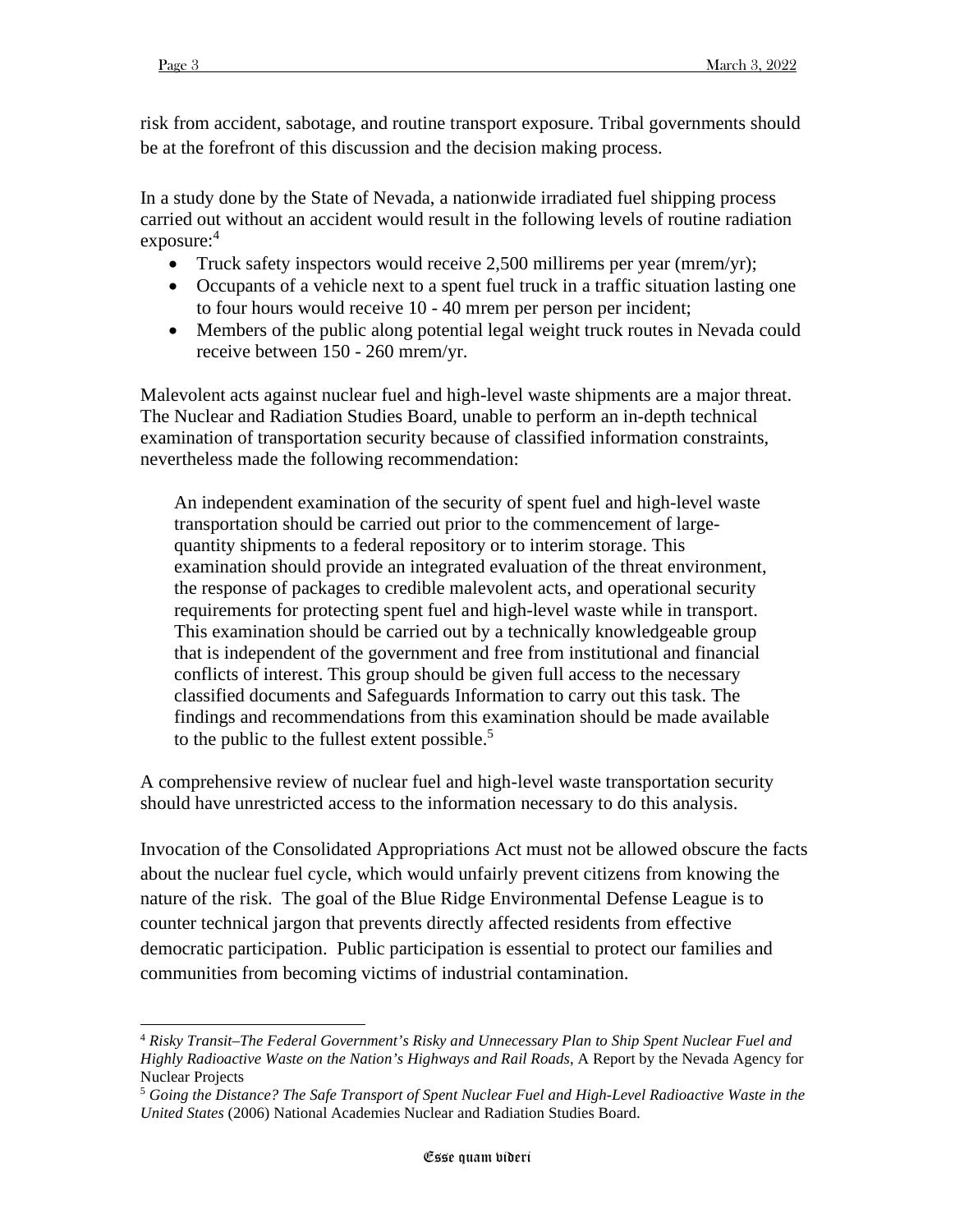risk from accident, sabotage, and routine transport exposure. Tribal governments should be at the forefront of this discussion and the decision making process.

In a study done by the State of Nevada, a nationwide irradiated fuel shipping process carried out without an accident would result in the following levels of routine radiation exposure:[4]

- Truck safety inspectors would receive 2,500 millirems per year (mrem/yr);
- Occupants of a vehicle next to a spent fuel truck in a traffic situation lasting one to four hours would receive 10 - 40 mrem per person per incident;
- Members of the public along potential legal weight truck routes in Nevada could receive between 150 - 260 mrem/yr.

Malevolent acts against nuclear fuel and high-level waste shipments are a major threat. The Nuclear and Radiation Studies Board, unable to perform an in-depth technical examination of transportation security because of classified information constraints, nevertheless made the following recommendation:

> An independent examination of the security of spent fuel and high-level waste transportation should be carried out prior to the commencement of large-quantity shipments to a federal repository or to interim storage. This examination should provide an integrated evaluation of the threat environment, the response of packages to credible malevolent acts, and operational security requirements for protecting spent fuel and high-level waste while in transport. This examination should be carried out by a technically knowledgeable group that is independent of the government and free from institutional and financial conflicts of interest. This group should be given full access to the necessary classified documents and Safeguards Information to carry out this task. The findings and recommendations from this examination should be made available to the public to the fullest extent possible.[5]

A comprehensive review of nuclear fuel and high-level waste transportation security should have unrestricted access to the information necessary to do this analysis.

Invocation of the Consolidated Appropriations Act must not be allowed obscure the facts about the nuclear fuel cycle, which would unfairly prevent citizens from knowing the nature of the risk. The goal of the Blue Ridge Environmental Defense League is to counter technical jargon that prevents directly affected residents from effective democratic participation. Public participation is essential to protect our families and communities from becoming victims of industrial contamination.

---

[4] *Risky Transit–The Federal Government's Risky and Unnecessary Plan to Ship Spent Nuclear Fuel and Highly Radioactive Waste on the Nation's Highways and Rail Roads*, A Report by the Nevada Agency for Nuclear Projects

[5] *Going the Distance? The Safe Transport of Spent Nuclear Fuel and High-Level Radioactive Waste in the United States* (2006) National Academies Nuclear and Radiation Studies Board.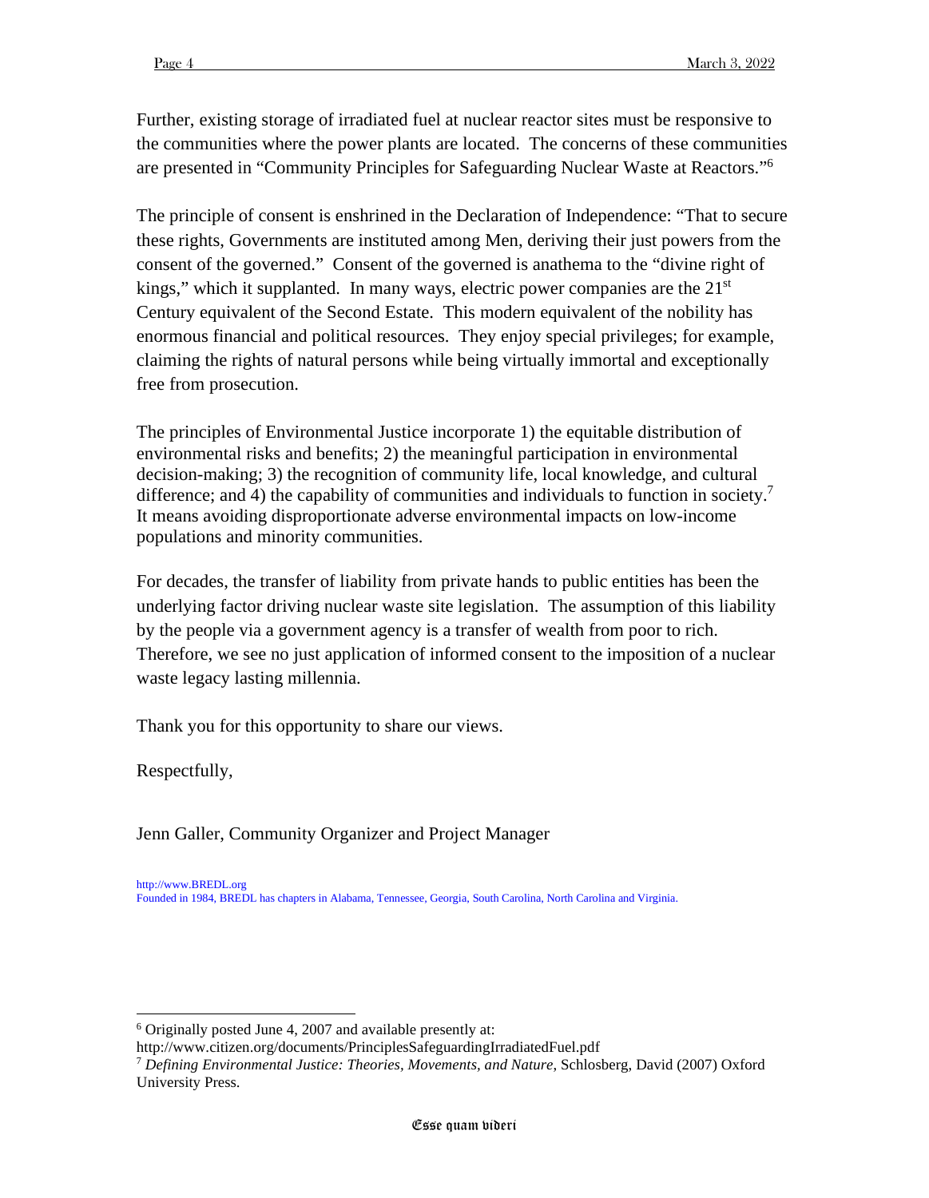Further, existing storage of irradiated fuel at nuclear reactor sites must be responsive to the communities where the power plants are located. The concerns of these communities are presented in "Community Principles for Safeguarding Nuclear Waste at Reactors."[6]

The principle of consent is enshrined in the Declaration of Independence: "That to secure these rights, Governments are instituted among Men, deriving their just powers from the consent of the governed." Consent of the governed is anathema to the "divine right of kings," which it supplanted. In many ways, electric power companies are the 21st Century equivalent of the Second Estate. This modern equivalent of the nobility has enormous financial and political resources. They enjoy special privileges; for example, claiming the rights of natural persons while being virtually immortal and exceptionally free from prosecution.

The principles of Environmental Justice incorporate 1) the equitable distribution of environmental risks and benefits; 2) the meaningful participation in environmental decision-making; 3) the recognition of community life, local knowledge, and cultural difference; and 4) the capability of communities and individuals to function in society.[7] It means avoiding disproportionate adverse environmental impacts on low-income populations and minority communities.

For decades, the transfer of liability from private hands to public entities has been the underlying factor driving nuclear waste site legislation. The assumption of this liability by the people via a government agency is a transfer of wealth from poor to rich. Therefore, we see no just application of informed consent to the imposition of a nuclear waste legacy lasting millennia.

Thank you for this opportunity to share our views.

Respectfully,

Jenn Galler, Community Organizer and Project Manager

http://www.BREDL.org
Founded in 1984, BREDL has chapters in Alabama, Tennessee, Georgia, South Carolina, North Carolina and Virginia.

---

[6] Originally posted June 4, 2007 and available presently at: http://www.citizen.org/documents/PrinciplesSafeguardingIrradiatedFuel.pdf

[7] *Defining Environmental Justice: Theories, Movements, and Nature*, Schlosberg, David (2007) Oxford University Press.

Esse quam videri